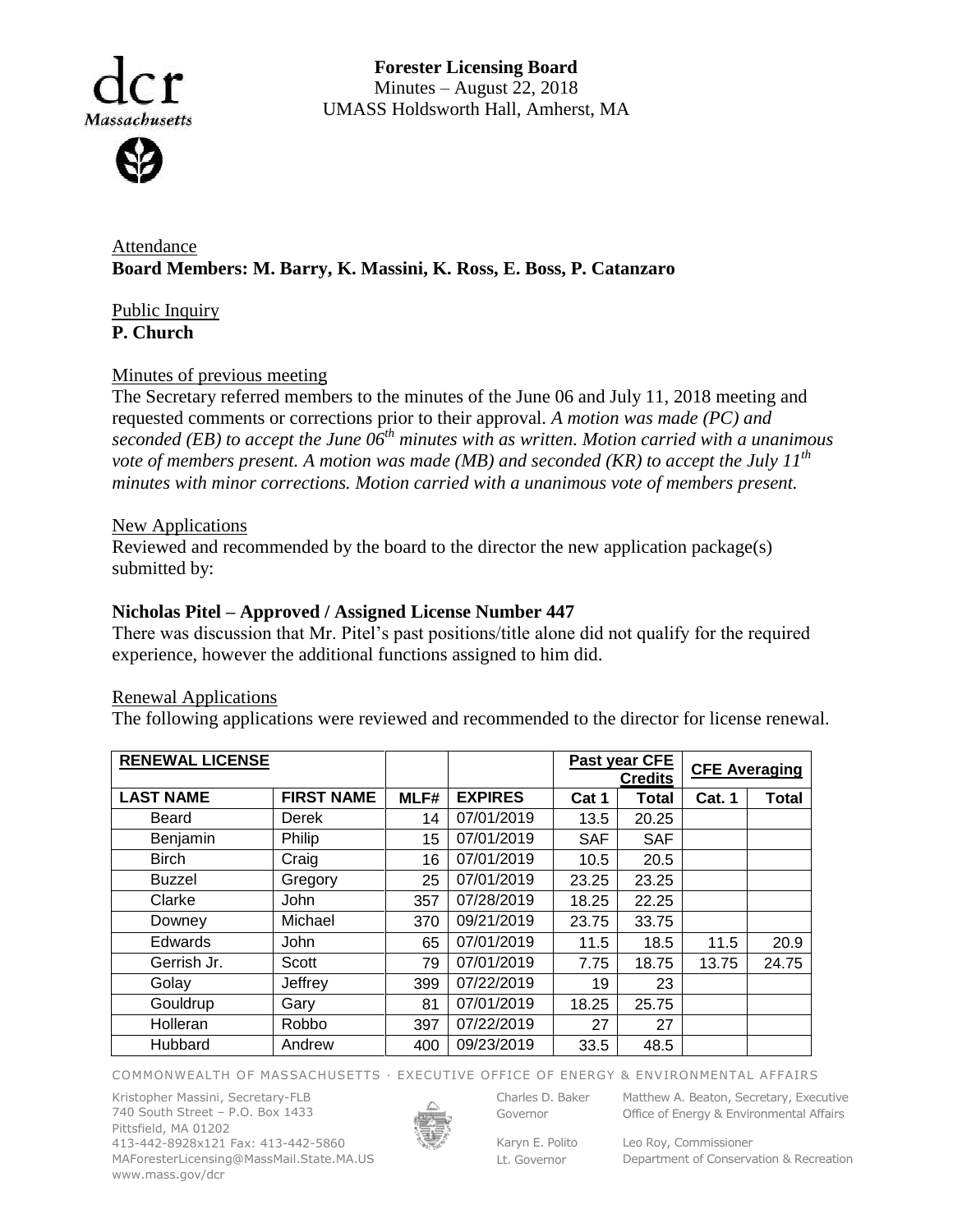# Forester Licensing Board

Minutes – August 22, 2018
UMASS Holdsworth Hall, Amherst, MA

Attendance

**Board Members: M. Barry, K. Massini, K. Ross, E. Boss, P. Catanzaro**

Public Inquiry

**P. Church**

Minutes of previous meeting

The Secretary referred members to the minutes of the June 06 and July 11, 2018 meeting and requested comments or corrections prior to their approval. *A motion was made (PC) and seconded (EB) to accept the June 06th minutes with as written. Motion carried with a unanimous vote of members present. A motion was made (MB) and seconded (KR) to accept the July 11th minutes with minor corrections. Motion carried with a unanimous vote of members present.*

New Applications

Reviewed and recommended by the board to the director the new application package(s) submitted by:

**Nicholas Pitel – Approved / Assigned License Number 447**

There was discussion that Mr. Pitel's past positions/title alone did not qualify for the required experience, however the additional functions assigned to him did.

Renewal Applications

The following applications were reviewed and recommended to the director for license renewal.

| RENEWAL LICENSE | | | | Past year CFE Credits | | CFE Averaging | |
|---|---|---|---|---|---|---|---|
| LAST NAME | FIRST NAME | MLF# | EXPIRES | Cat 1 | Total | Cat. 1 | Total |
| Beard | Derek | 14 | 07/01/2019 | 13.5 | 20.25 | | |
| Benjamin | Philip | 15 | 07/01/2019 | SAF | SAF | | |
| Birch | Craig | 16 | 07/01/2019 | 10.5 | 20.5 | | |
| Buzzel | Gregory | 25 | 07/01/2019 | 23.25 | 23.25 | | |
| Clarke | John | 357 | 07/28/2019 | 18.25 | 22.25 | | |
| Downey | Michael | 370 | 09/21/2019 | 23.75 | 33.75 | | |
| Edwards | John | 65 | 07/01/2019 | 11.5 | 18.5 | 11.5 | 20.9 |
| Gerrish Jr. | Scott | 79 | 07/01/2019 | 7.75 | 18.75 | 13.75 | 24.75 |
| Golay | Jeffrey | 399 | 07/22/2019 | 19 | 23 | | |
| Gouldrup | Gary | 81 | 07/01/2019 | 18.25 | 25.75 | | |
| Holleran | Robbo | 397 | 07/22/2019 | 27 | 27 | | |
| Hubbard | Andrew | 400 | 09/23/2019 | 33.5 | 48.5 | | |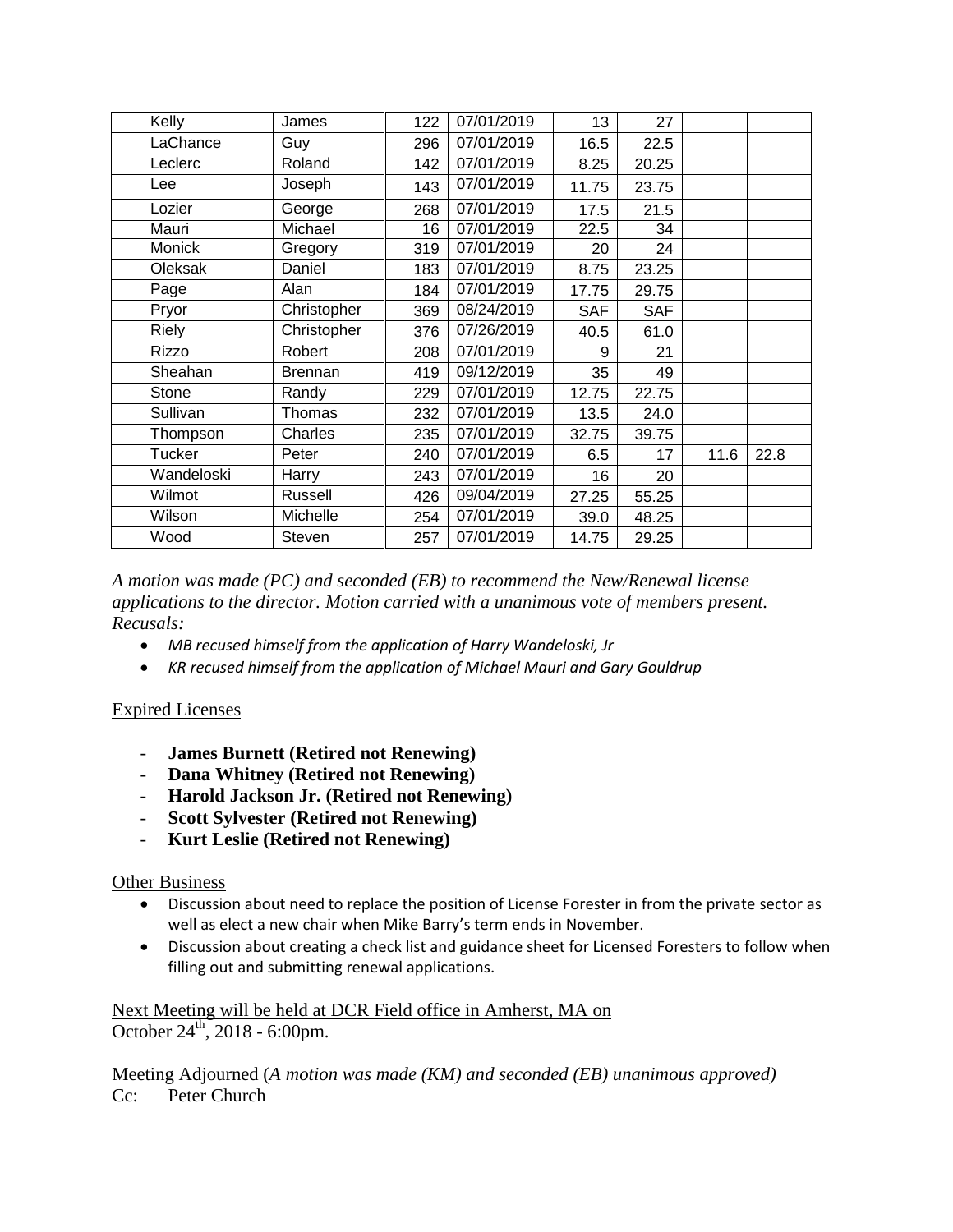| | | | | | | | |
|---|---|---|---|---|---|---|---|
| Kelly | James | 122 | 07/01/2019 | 13 | 27 | | |
| LaChance | Guy | 296 | 07/01/2019 | 16.5 | 22.5 | | |
| Leclerc | Roland | 142 | 07/01/2019 | 8.25 | 20.25 | | |
| Lee | Joseph | 143 | 07/01/2019 | 11.75 | 23.75 | | |
| Lozier | George | 268 | 07/01/2019 | 17.5 | 21.5 | | |
| Mauri | Michael | 16 | 07/01/2019 | 22.5 | 34 | | |
| Monick | Gregory | 319 | 07/01/2019 | 20 | 24 | | |
| Oleksak | Daniel | 183 | 07/01/2019 | 8.75 | 23.25 | | |
| Page | Alan | 184 | 07/01/2019 | 17.75 | 29.75 | | |
| Pryor | Christopher | 369 | 08/24/2019 | SAF | SAF | | |
| Riely | Christopher | 376 | 07/26/2019 | 40.5 | 61.0 | | |
| Rizzo | Robert | 208 | 07/01/2019 | 9 | 21 | | |
| Sheahan | Brennan | 419 | 09/12/2019 | 35 | 49 | | |
| Stone | Randy | 229 | 07/01/2019 | 12.75 | 22.75 | | |
| Sullivan | Thomas | 232 | 07/01/2019 | 13.5 | 24.0 | | |
| Thompson | Charles | 235 | 07/01/2019 | 32.75 | 39.75 | | |
| Tucker | Peter | 240 | 07/01/2019 | 6.5 | 17 | 11.6 | 22.8 |
| Wandeloski | Harry | 243 | 07/01/2019 | 16 | 20 | | |
| Wilmot | Russell | 426 | 09/04/2019 | 27.25 | 55.25 | | |
| Wilson | Michelle | 254 | 07/01/2019 | 39.0 | 48.25 | | |
| Wood | Steven | 257 | 07/01/2019 | 14.75 | 29.25 | | |

*A motion was made (PC) and seconded (EB) to recommend the New/Renewal license applications to the director. Motion carried with a unanimous vote of members present. Recusals:*

- *MB recused himself from the application of Harry Wandeloski, Jr*
- *KR recused himself from the application of Michael Mauri and Gary Gouldrup*

Expired Licenses

- **James Burnett (Retired not Renewing)**
- **Dana Whitney (Retired not Renewing)**
- **Harold Jackson Jr. (Retired not Renewing)**
- **Scott Sylvester (Retired not Renewing)**
- **Kurt Leslie (Retired not Renewing)**

Other Business

- Discussion about need to replace the position of License Forester in from the private sector as well as elect a new chair when Mike Barry's term ends in November.
- Discussion about creating a check list and guidance sheet for Licensed Foresters to follow when filling out and submitting renewal applications.

Next Meeting will be held at DCR Field office in Amherst, MA on October 24th, 2018 - 6:00pm.

Meeting Adjourned (*A motion was made (KM) and seconded (EB) unanimous approved)*
Cc: Peter Church